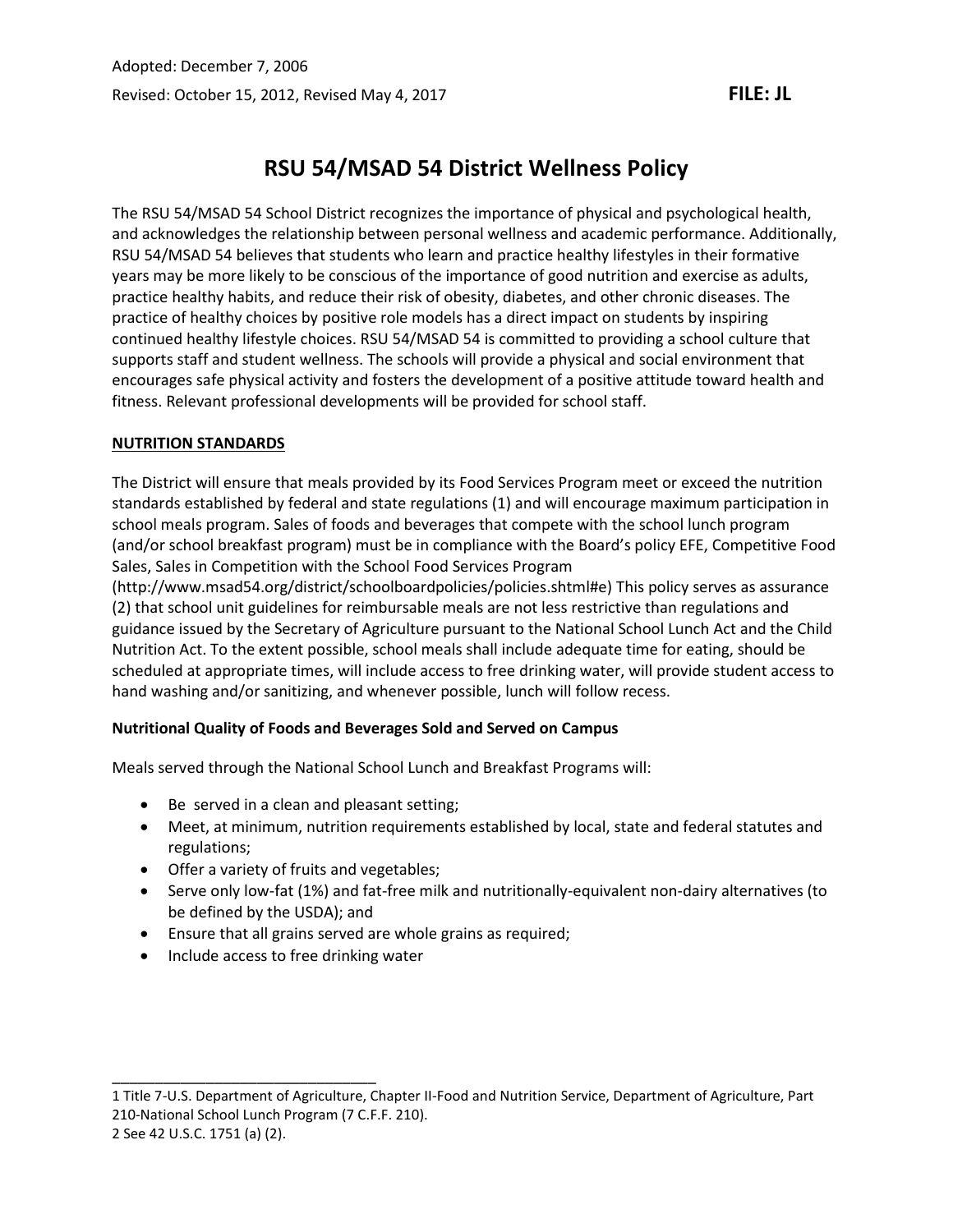Adopted: December 7, 2006

Revised: October 15, 2012, Revised May 4, 2017 **FILE: JL**

# RSU 54/MSAD 54 District Wellness Policy

The RSU 54/MSAD 54 School District recognizes the importance of physical and psychological health, and acknowledges the relationship between personal wellness and academic performance. Additionally, RSU 54/MSAD 54 believes that students who learn and practice healthy lifestyles in their formative years may be more likely to be conscious of the importance of good nutrition and exercise as adults, practice healthy habits, and reduce their risk of obesity, diabetes, and other chronic diseases. The practice of healthy choices by positive role models has a direct impact on students by inspiring continued healthy lifestyle choices. RSU 54/MSAD 54 is committed to providing a school culture that supports staff and student wellness. The schools will provide a physical and social environment that encourages safe physical activity and fosters the development of a positive attitude toward health and fitness. Relevant professional developments will be provided for school staff.

## NUTRITION STANDARDS

The District will ensure that meals provided by its Food Services Program meet or exceed the nutrition standards established by federal and state regulations (1) and will encourage maximum participation in school meals program. Sales of foods and beverages that compete with the school lunch program (and/or school breakfast program) must be in compliance with the Board's policy EFE, Competitive Food Sales, Sales in Competition with the School Food Services Program (http://www.msad54.org/district/schoolboardpolicies/policies.shtml#e) This policy serves as assurance (2) that school unit guidelines for reimbursable meals are not less restrictive than regulations and guidance issued by the Secretary of Agriculture pursuant to the National School Lunch Act and the Child Nutrition Act. To the extent possible, school meals shall include adequate time for eating, should be scheduled at appropriate times, will include access to free drinking water, will provide student access to hand washing and/or sanitizing, and whenever possible, lunch will follow recess.

### Nutritional Quality of Foods and Beverages Sold and Served on Campus

Meals served through the National School Lunch and Breakfast Programs will:

- Be served in a clean and pleasant setting;
- Meet, at minimum, nutrition requirements established by local, state and federal statutes and regulations;
- Offer a variety of fruits and vegetables;
- Serve only low-fat (1%) and fat-free milk and nutritionally-equivalent non-dairy alternatives (to be defined by the USDA); and
- Ensure that all grains served are whole grains as required;
- Include access to free drinking water

---

1 Title 7-U.S. Department of Agriculture, Chapter II-Food and Nutrition Service, Department of Agriculture, Part 210-National School Lunch Program (7 C.F.F. 210).

2 See 42 U.S.C. 1751 (a) (2).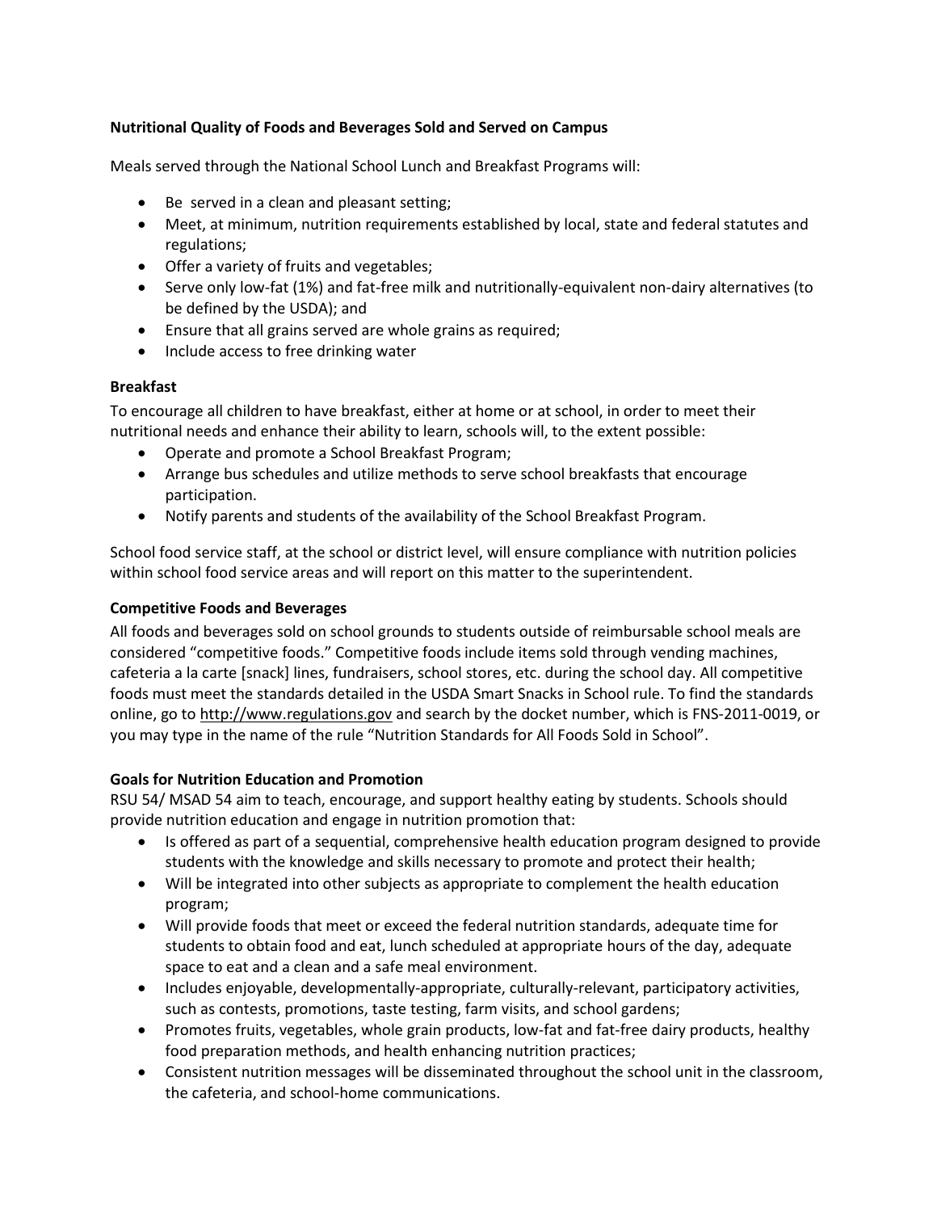**Nutritional Quality of Foods and Beverages Sold and Served on Campus**

Meals served through the National School Lunch and Breakfast Programs will:

- Be served in a clean and pleasant setting;
- Meet, at minimum, nutrition requirements established by local, state and federal statutes and regulations;
- Offer a variety of fruits and vegetables;
- Serve only low-fat (1%) and fat-free milk and nutritionally-equivalent non-dairy alternatives (to be defined by the USDA); and
- Ensure that all grains served are whole grains as required;
- Include access to free drinking water

**Breakfast**

To encourage all children to have breakfast, either at home or at school, in order to meet their nutritional needs and enhance their ability to learn, schools will, to the extent possible:

- Operate and promote a School Breakfast Program;
- Arrange bus schedules and utilize methods to serve school breakfasts that encourage participation.
- Notify parents and students of the availability of the School Breakfast Program.

School food service staff, at the school or district level, will ensure compliance with nutrition policies within school food service areas and will report on this matter to the superintendent.

**Competitive Foods and Beverages**

All foods and beverages sold on school grounds to students outside of reimbursable school meals are considered "competitive foods." Competitive foods include items sold through vending machines, cafeteria a la carte [snack] lines, fundraisers, school stores, etc. during the school day. All competitive foods must meet the standards detailed in the USDA Smart Snacks in School rule. To find the standards online, go to http://www.regulations.gov and search by the docket number, which is FNS-2011-0019, or you may type in the name of the rule "Nutrition Standards for All Foods Sold in School".

**Goals for Nutrition Education and Promotion**

RSU 54/ MSAD 54 aim to teach, encourage, and support healthy eating by students. Schools should provide nutrition education and engage in nutrition promotion that:

- Is offered as part of a sequential, comprehensive health education program designed to provide students with the knowledge and skills necessary to promote and protect their health;
- Will be integrated into other subjects as appropriate to complement the health education program;
- Will provide foods that meet or exceed the federal nutrition standards, adequate time for students to obtain food and eat, lunch scheduled at appropriate hours of the day, adequate space to eat and a clean and a safe meal environment.
- Includes enjoyable, developmentally-appropriate, culturally-relevant, participatory activities, such as contests, promotions, taste testing, farm visits, and school gardens;
- Promotes fruits, vegetables, whole grain products, low-fat and fat-free dairy products, healthy food preparation methods, and health enhancing nutrition practices;
- Consistent nutrition messages will be disseminated throughout the school unit in the classroom, the cafeteria, and school-home communications.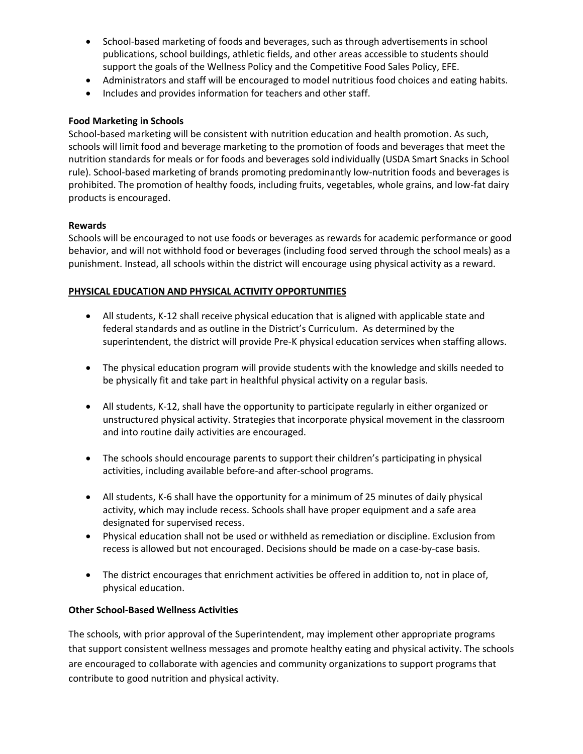- School-based marketing of foods and beverages, such as through advertisements in school publications, school buildings, athletic fields, and other areas accessible to students should support the goals of the Wellness Policy and the Competitive Food Sales Policy, EFE.
- Administrators and staff will be encouraged to model nutritious food choices and eating habits.
- Includes and provides information for teachers and other staff.

**Food Marketing in Schools**

School-based marketing will be consistent with nutrition education and health promotion. As such, schools will limit food and beverage marketing to the promotion of foods and beverages that meet the nutrition standards for meals or for foods and beverages sold individually (USDA Smart Snacks in School rule). School-based marketing of brands promoting predominantly low-nutrition foods and beverages is prohibited. The promotion of healthy foods, including fruits, vegetables, whole grains, and low-fat dairy products is encouraged.

**Rewards**

Schools will be encouraged to not use foods or beverages as rewards for academic performance or good behavior, and will not withhold food or beverages (including food served through the school meals) as a punishment. Instead, all schools within the district will encourage using physical activity as a reward.

**PHYSICAL EDUCATION AND PHYSICAL ACTIVITY OPPORTUNITIES**

- All students, K-12 shall receive physical education that is aligned with applicable state and federal standards and as outline in the District's Curriculum. As determined by the superintendent, the district will provide Pre-K physical education services when staffing allows.

- The physical education program will provide students with the knowledge and skills needed to be physically fit and take part in healthful physical activity on a regular basis.

- All students, K-12, shall have the opportunity to participate regularly in either organized or unstructured physical activity. Strategies that incorporate physical movement in the classroom and into routine daily activities are encouraged.

- The schools should encourage parents to support their children's participating in physical activities, including available before-and after-school programs.

- All students, K-6 shall have the opportunity for a minimum of 25 minutes of daily physical activity, which may include recess. Schools shall have proper equipment and a safe area designated for supervised recess.
- Physical education shall not be used or withheld as remediation or discipline. Exclusion from recess is allowed but not encouraged. Decisions should be made on a case-by-case basis.

- The district encourages that enrichment activities be offered in addition to, not in place of, physical education.

**Other School-Based Wellness Activities**

The schools, with prior approval of the Superintendent, may implement other appropriate programs that support consistent wellness messages and promote healthy eating and physical activity. The schools are encouraged to collaborate with agencies and community organizations to support programs that contribute to good nutrition and physical activity.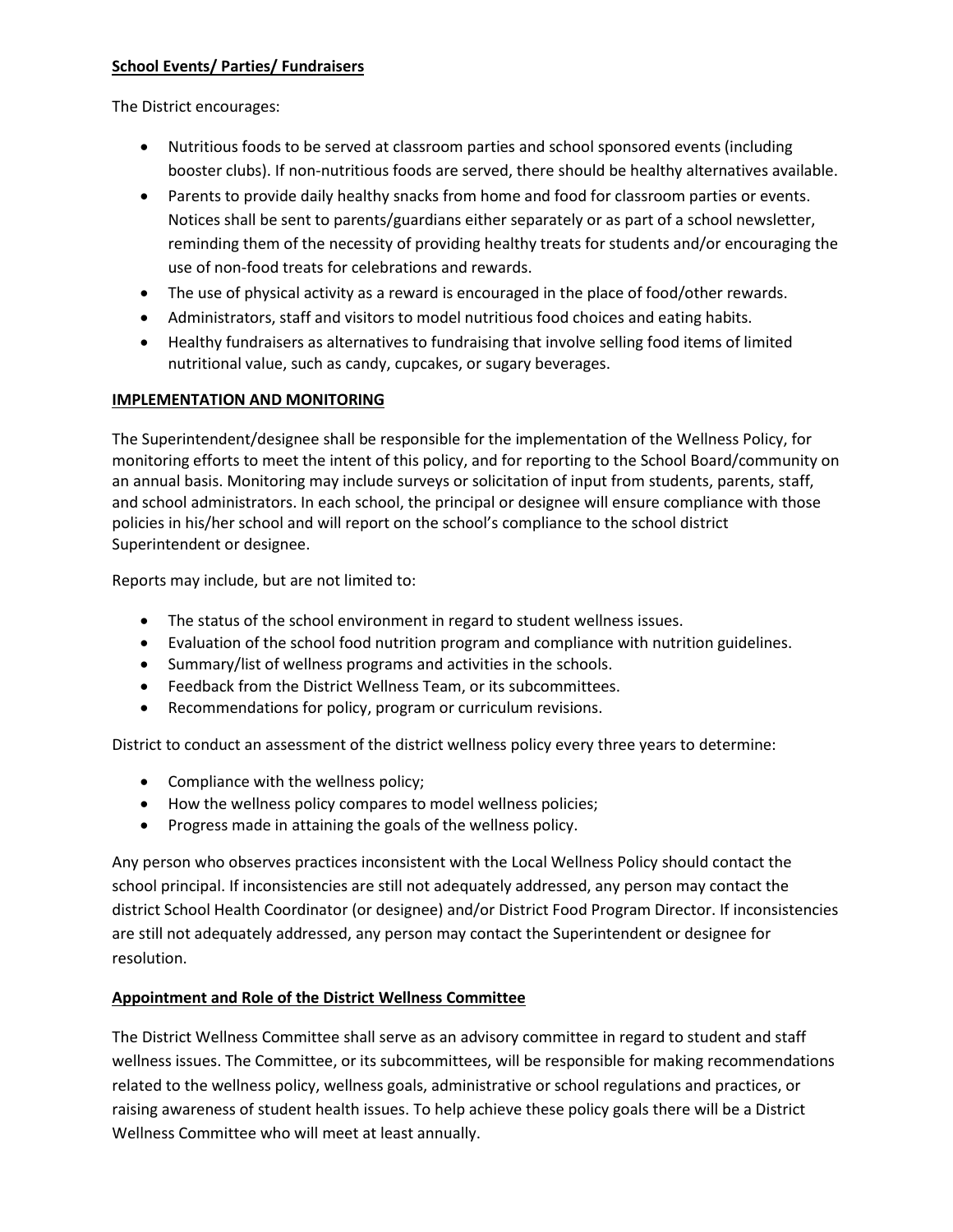**School Events/ Parties/ Fundraisers**

The District encourages:

- Nutritious foods to be served at classroom parties and school sponsored events (including booster clubs). If non-nutritious foods are served, there should be healthy alternatives available.
- Parents to provide daily healthy snacks from home and food for classroom parties or events. Notices shall be sent to parents/guardians either separately or as part of a school newsletter, reminding them of the necessity of providing healthy treats for students and/or encouraging the use of non-food treats for celebrations and rewards.
- The use of physical activity as a reward is encouraged in the place of food/other rewards.
- Administrators, staff and visitors to model nutritious food choices and eating habits.
- Healthy fundraisers as alternatives to fundraising that involve selling food items of limited nutritional value, such as candy, cupcakes, or sugary beverages.

**IMPLEMENTATION AND MONITORING**

The Superintendent/designee shall be responsible for the implementation of the Wellness Policy, for monitoring efforts to meet the intent of this policy, and for reporting to the School Board/community on an annual basis. Monitoring may include surveys or solicitation of input from students, parents, staff, and school administrators. In each school, the principal or designee will ensure compliance with those policies in his/her school and will report on the school's compliance to the school district Superintendent or designee.

Reports may include, but are not limited to:

- The status of the school environment in regard to student wellness issues.
- Evaluation of the school food nutrition program and compliance with nutrition guidelines.
- Summary/list of wellness programs and activities in the schools.
- Feedback from the District Wellness Team, or its subcommittees.
- Recommendations for policy, program or curriculum revisions.

District to conduct an assessment of the district wellness policy every three years to determine:

- Compliance with the wellness policy;
- How the wellness policy compares to model wellness policies;
- Progress made in attaining the goals of the wellness policy.

Any person who observes practices inconsistent with the Local Wellness Policy should contact the school principal. If inconsistencies are still not adequately addressed, any person may contact the district School Health Coordinator (or designee) and/or District Food Program Director. If inconsistencies are still not adequately addressed, any person may contact the Superintendent or designee for resolution.

**Appointment and Role of the District Wellness Committee**

The District Wellness Committee shall serve as an advisory committee in regard to student and staff wellness issues. The Committee, or its subcommittees, will be responsible for making recommendations related to the wellness policy, wellness goals, administrative or school regulations and practices, or raising awareness of student health issues. To help achieve these policy goals there will be a District Wellness Committee who will meet at least annually.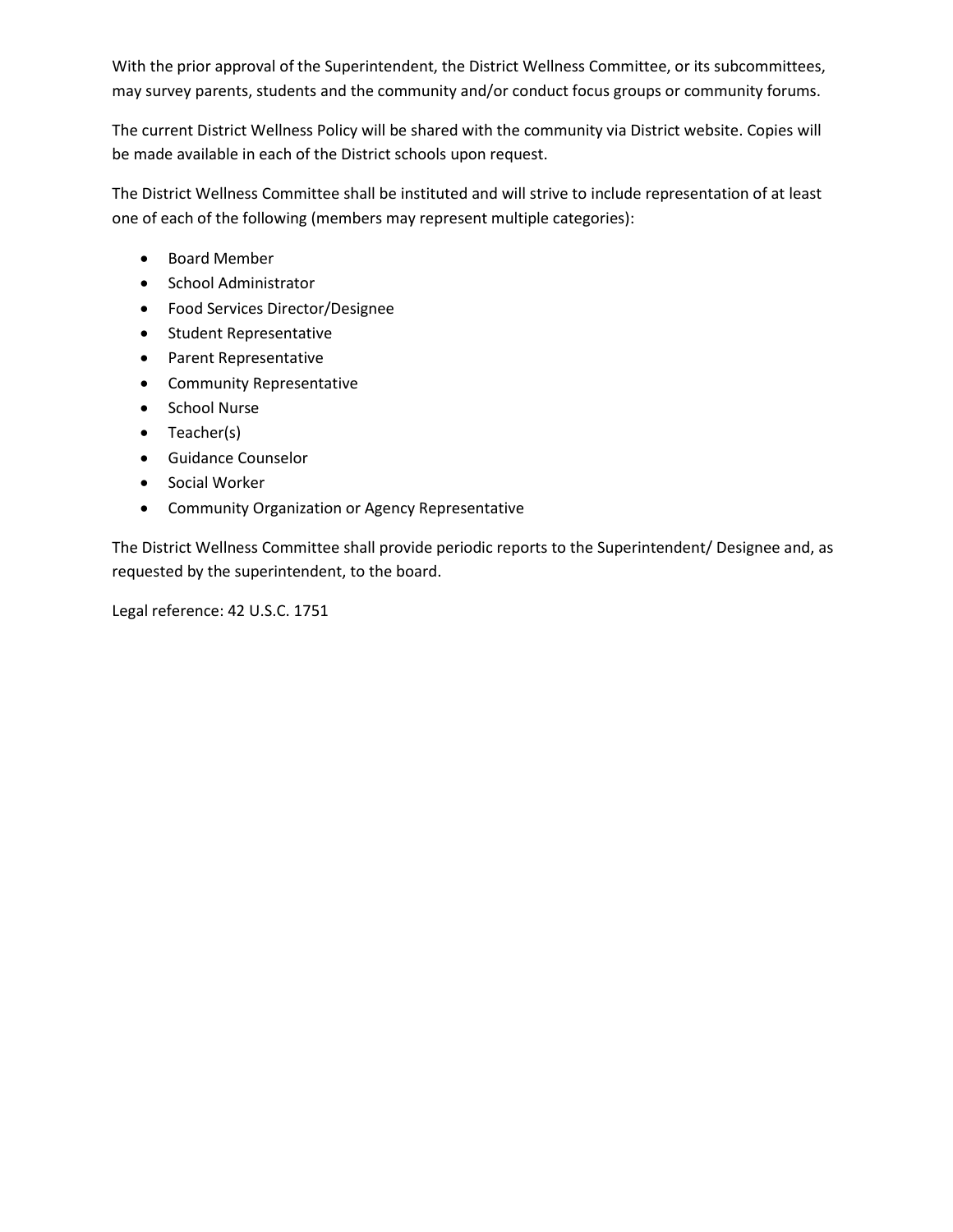With the prior approval of the Superintendent, the District Wellness Committee, or its subcommittees, may survey parents, students and the community and/or conduct focus groups or community forums.

The current District Wellness Policy will be shared with the community via District website. Copies will be made available in each of the District schools upon request.

The District Wellness Committee shall be instituted and will strive to include representation of at least one of each of the following (members may represent multiple categories):

- Board Member
- School Administrator
- Food Services Director/Designee
- Student Representative
- Parent Representative
- Community Representative
- School Nurse
- Teacher(s)
- Guidance Counselor
- Social Worker
- Community Organization or Agency Representative

The District Wellness Committee shall provide periodic reports to the Superintendent/ Designee and, as requested by the superintendent, to the board.

Legal reference: 42 U.S.C. 1751